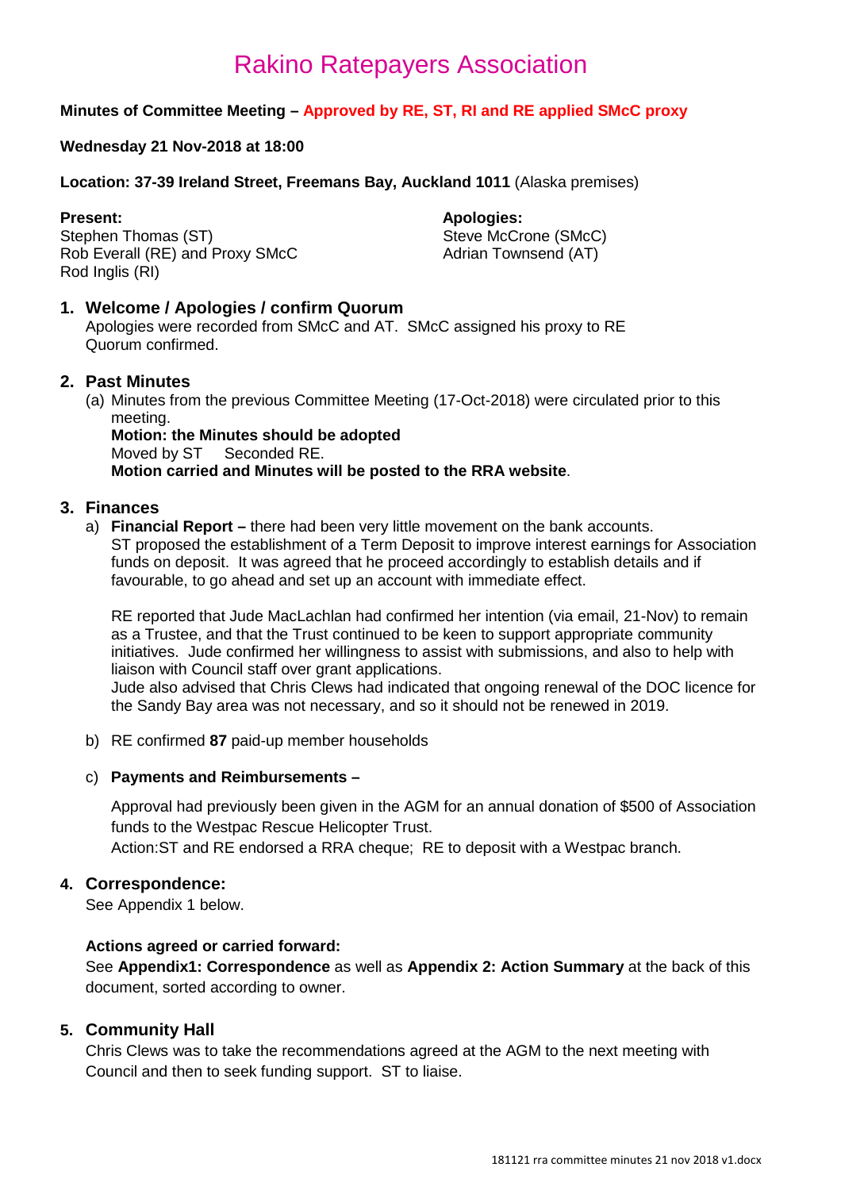# Rakino Ratepayers Association

**Minutes of Committee Meeting – Approved by RE, ST, RI and RE applied SMcC proxy**

**Wednesday 21 Nov-2018 at 18:00**

**Location: 37-39 Ireland Street, Freemans Bay, Auckland 1011** (Alaska premises)

**Present:**
Stephen Thomas (ST)
Rob Everall (RE) and Proxy SMcC
Rod Inglis (RI)

**Apologies:**
Steve McCrone (SMcC)
Adrian Townsend (AT)

## 1. Welcome / Apologies / confirm Quorum

Apologies were recorded from SMcC and AT. SMcC assigned his proxy to RE
Quorum confirmed.

## 2. Past Minutes

(a) Minutes from the previous Committee Meeting (17-Oct-2018) were circulated prior to this meeting.
**Motion: the Minutes should be adopted**
Moved by ST  Seconded RE.
**Motion carried and Minutes will be posted to the RRA website**.

## 3. Finances

a) **Financial Report –** there had been very little movement on the bank accounts.
ST proposed the establishment of a Term Deposit to improve interest earnings for Association funds on deposit. It was agreed that he proceed accordingly to establish details and if favourable, to go ahead and set up an account with immediate effect.

RE reported that Jude MacLachlan had confirmed her intention (via email, 21-Nov) to remain as a Trustee, and that the Trust continued to be keen to support appropriate community initiatives. Jude confirmed her willingness to assist with submissions, and also to help with liaison with Council staff over grant applications.
Jude also advised that Chris Clews had indicated that ongoing renewal of the DOC licence for the Sandy Bay area was not necessary, and so it should not be renewed in 2019.

b) RE confirmed **87** paid-up member households

c) **Payments and Reimbursements –**

Approval had previously been given in the AGM for an annual donation of $500 of Association funds to the Westpac Rescue Helicopter Trust.
Action:ST and RE endorsed a RRA cheque; RE to deposit with a Westpac branch.

## 4. Correspondence:

See Appendix 1 below.

**Actions agreed or carried forward:**
See **Appendix1: Correspondence** as well as **Appendix 2: Action Summary** at the back of this document, sorted according to owner.

## 5. Community Hall

Chris Clews was to take the recommendations agreed at the AGM to the next meeting with Council and then to seek funding support. ST to liaise.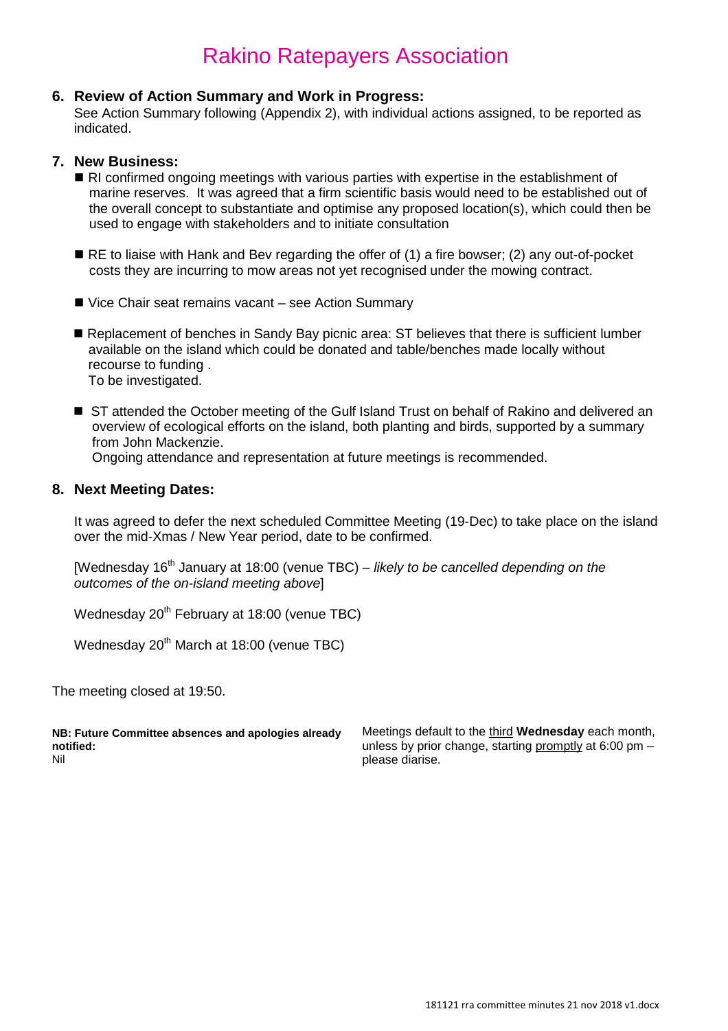# Rakino Ratepayers Association

## 6. Review of Action Summary and Work in Progress:

See Action Summary following (Appendix 2), with individual actions assigned, to be reported as indicated.

## 7. New Business:

- RI confirmed ongoing meetings with various parties with expertise in the establishment of marine reserves. It was agreed that a firm scientific basis would need to be established out of the overall concept to substantiate and optimise any proposed location(s), which could then be used to engage with stakeholders and to initiate consultation

- RE to liaise with Hank and Bev regarding the offer of (1) a fire bowser; (2) any out-of-pocket costs they are incurring to mow areas not yet recognised under the mowing contract.

- Vice Chair seat remains vacant – see Action Summary

- Replacement of benches in Sandy Bay picnic area: ST believes that there is sufficient lumber available on the island which could be donated and table/benches made locally without recourse to funding .
  To be investigated.

- ST attended the October meeting of the Gulf Island Trust on behalf of Rakino and delivered an overview of ecological efforts on the island, both planting and birds, supported by a summary from John Mackenzie.
  Ongoing attendance and representation at future meetings is recommended.

## 8. Next Meeting Dates:

It was agreed to defer the next scheduled Committee Meeting (19-Dec) to take place on the island over the mid-Xmas / New Year period, date to be confirmed.

[Wednesday 16th January at 18:00 (venue TBC) – *likely to be cancelled depending on the outcomes of the on-island meeting above*]

Wednesday 20th February at 18:00 (venue TBC)

Wednesday 20th March at 18:00 (venue TBC)

The meeting closed at 19:50.

**NB: Future Committee absences and apologies already notified:**
Nil

Meetings default to the third **Wednesday** each month, unless by prior change, starting promptly at 6:00 pm – please diarise.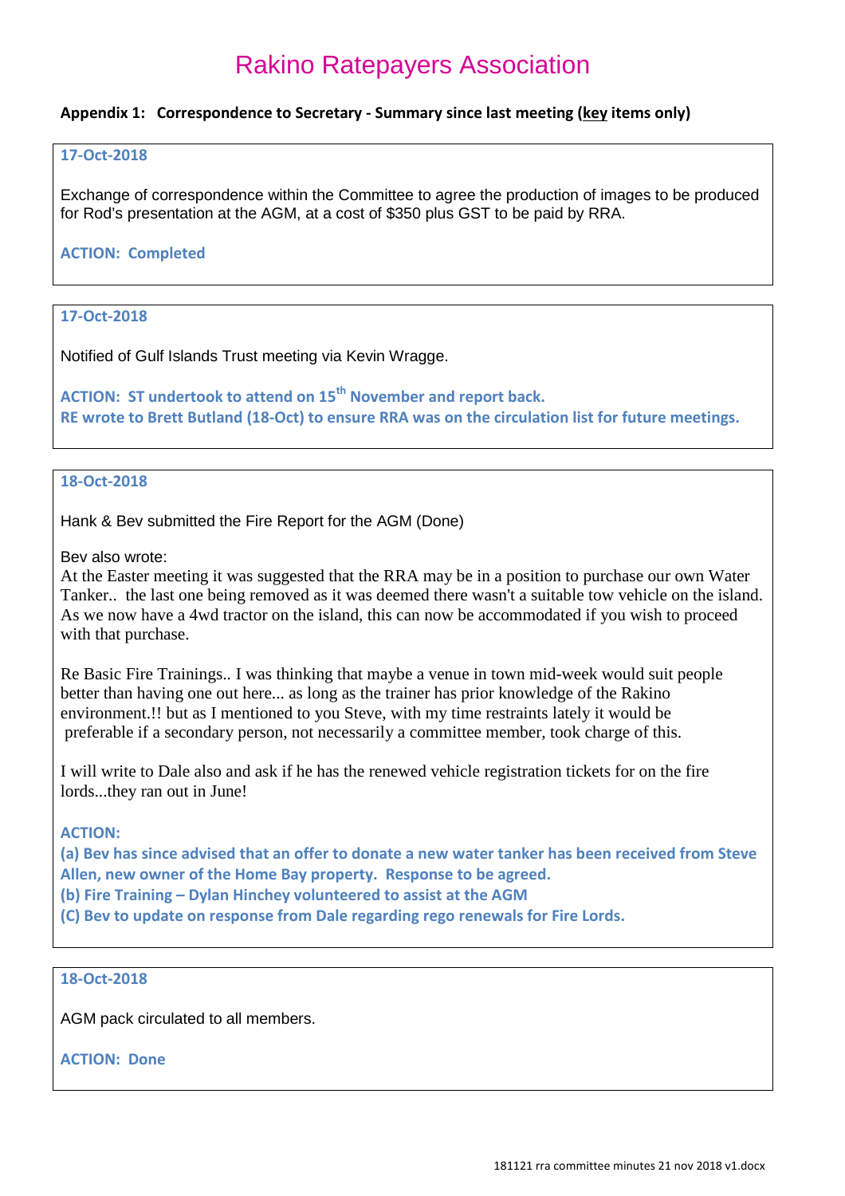# Rakino Ratepayers Association

**Appendix 1: Correspondence to Secretary - Summary since last meeting (<u>key</u> items only)**

**17-Oct-2018**

Exchange of correspondence within the Committee to agree the production of images to be produced for Rod's presentation at the AGM, at a cost of $350 plus GST to be paid by RRA.

**ACTION: Completed**

---

**17-Oct-2018**

Notified of Gulf Islands Trust meeting via Kevin Wragge.

**ACTION: ST undertook to attend on 15th November and report back.**
**RE wrote to Brett Butland (18-Oct) to ensure RRA was on the circulation list for future meetings.**

---

**18-Oct-2018**

Hank & Bev submitted the Fire Report for the AGM (Done)

Bev also wrote:
At the Easter meeting it was suggested that the RRA may be in a position to purchase our own Water Tanker.. the last one being removed as it was deemed there wasn't a suitable tow vehicle on the island. As we now have a 4wd tractor on the island, this can now be accommodated if you wish to proceed with that purchase.

Re Basic Fire Trainings.. I was thinking that maybe a venue in town mid-week would suit people better than having one out here... as long as the trainer has prior knowledge of the Rakino environment.!! but as I mentioned to you Steve, with my time restraints lately it would be preferable if a secondary person, not necessarily a committee member, took charge of this.

I will write to Dale also and ask if he has the renewed vehicle registration tickets for on the fire lords...they ran out in June!

**ACTION:**
**(a) Bev has since advised that an offer to donate a new water tanker has been received from Steve Allen, new owner of the Home Bay property. Response to be agreed.**
**(b) Fire Training – Dylan Hinchey volunteered to assist at the AGM**
**(C) Bev to update on response from Dale regarding rego renewals for Fire Lords.**

---

**18-Oct-2018**

AGM pack circulated to all members.

**ACTION: Done**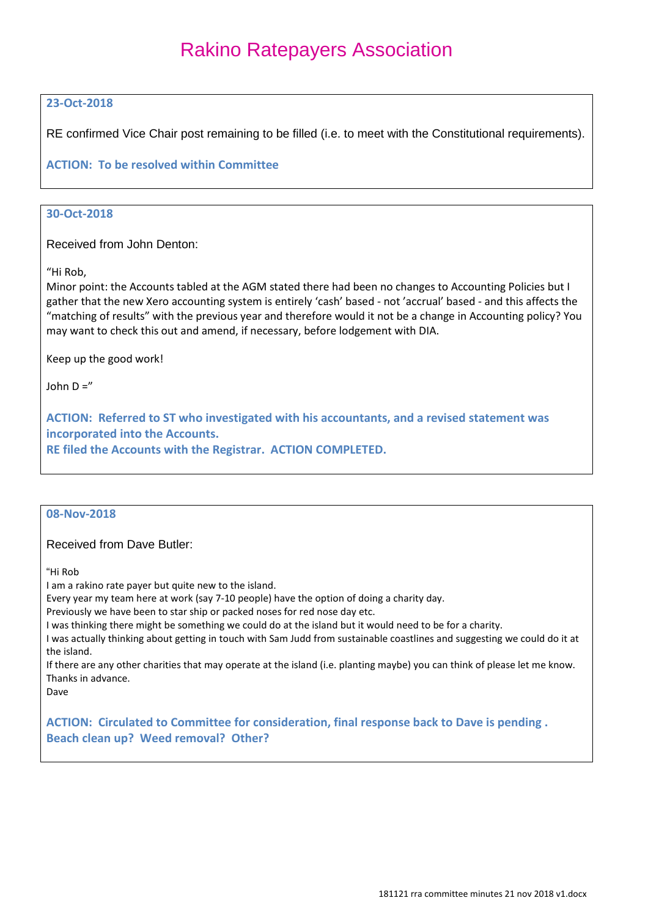# Rakino Ratepayers Association

**23-Oct-2018**

RE confirmed Vice Chair post remaining to be filled (i.e. to meet with the Constitutional requirements).

**ACTION: To be resolved within Committee**

**30-Oct-2018**

Received from John Denton:

"Hi Rob,
Minor point: the Accounts tabled at the AGM stated there had been no changes to Accounting Policies but I gather that the new Xero accounting system is entirely 'cash' based - not 'accrual' based - and this affects the "matching of results" with the previous year and therefore would it not be a change in Accounting policy? You may want to check this out and amend, if necessary, before lodgement with DIA.

Keep up the good work!

John D ="

**ACTION: Referred to ST who investigated with his accountants, and a revised statement was incorporated into the Accounts.**
**RE filed the Accounts with the Registrar. ACTION COMPLETED.**

**08-Nov-2018**

Received from Dave Butler:

"Hi Rob
I am a rakino rate payer but quite new to the island.
Every year my team here at work (say 7-10 people) have the option of doing a charity day.
Previously we have been to star ship or packed noses for red nose day etc.
I was thinking there might be something we could do at the island but it would need to be for a charity.
I was actually thinking about getting in touch with Sam Judd from sustainable coastlines and suggesting we could do it at the island.
If there are any other charities that may operate at the island (i.e. planting maybe) you can think of please let me know.
Thanks in advance.
Dave

**ACTION: Circulated to Committee for consideration, final response back to Dave is pending .**
**Beach clean up? Weed removal? Other?**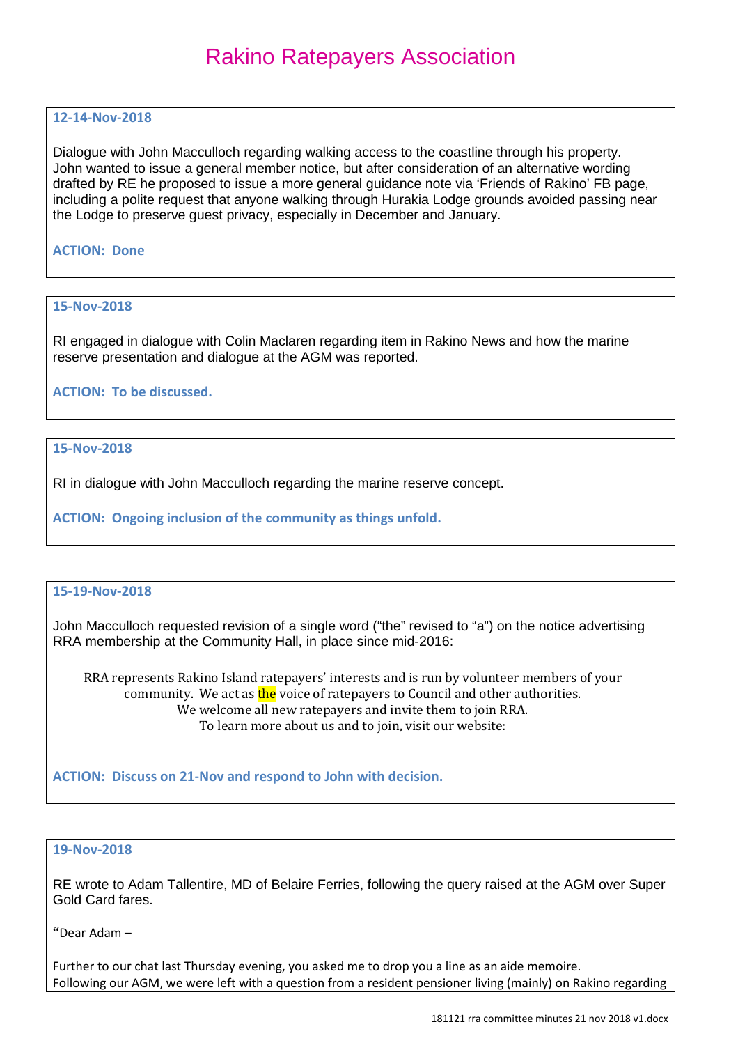# Rakino Ratepayers Association

**12-14-Nov-2018**

Dialogue with John Macculloch regarding walking access to the coastline through his property. John wanted to issue a general member notice, but after consideration of an alternative wording drafted by RE he proposed to issue a more general guidance note via 'Friends of Rakino' FB page, including a polite request that anyone walking through Hurakia Lodge grounds avoided passing near the Lodge to preserve guest privacy, especially in December and January.

**ACTION: Done**

**15-Nov-2018**

RI engaged in dialogue with Colin Maclaren regarding item in Rakino News and how the marine reserve presentation and dialogue at the AGM was reported.

**ACTION: To be discussed.**

**15-Nov-2018**

RI in dialogue with John Macculloch regarding the marine reserve concept.

**ACTION: Ongoing inclusion of the community as things unfold.**

**15-19-Nov-2018**

John Macculloch requested revision of a single word ("the" revised to "a") on the notice advertising RRA membership at the Community Hall, in place since mid-2016:

> RRA represents Rakino Island ratepayers' interests and is run by volunteer members of your community. We act as the voice of ratepayers to Council and other authorities.
> We welcome all new ratepayers and invite them to join RRA.
> To learn more about us and to join, visit our website:

**ACTION: Discuss on 21-Nov and respond to John with decision.**

**19-Nov-2018**

RE wrote to Adam Tallentire, MD of Belaire Ferries, following the query raised at the AGM over Super Gold Card fares.

"Dear Adam –

Further to our chat last Thursday evening, you asked me to drop you a line as an aide memoire.
Following our AGM, we were left with a question from a resident pensioner living (mainly) on Rakino regarding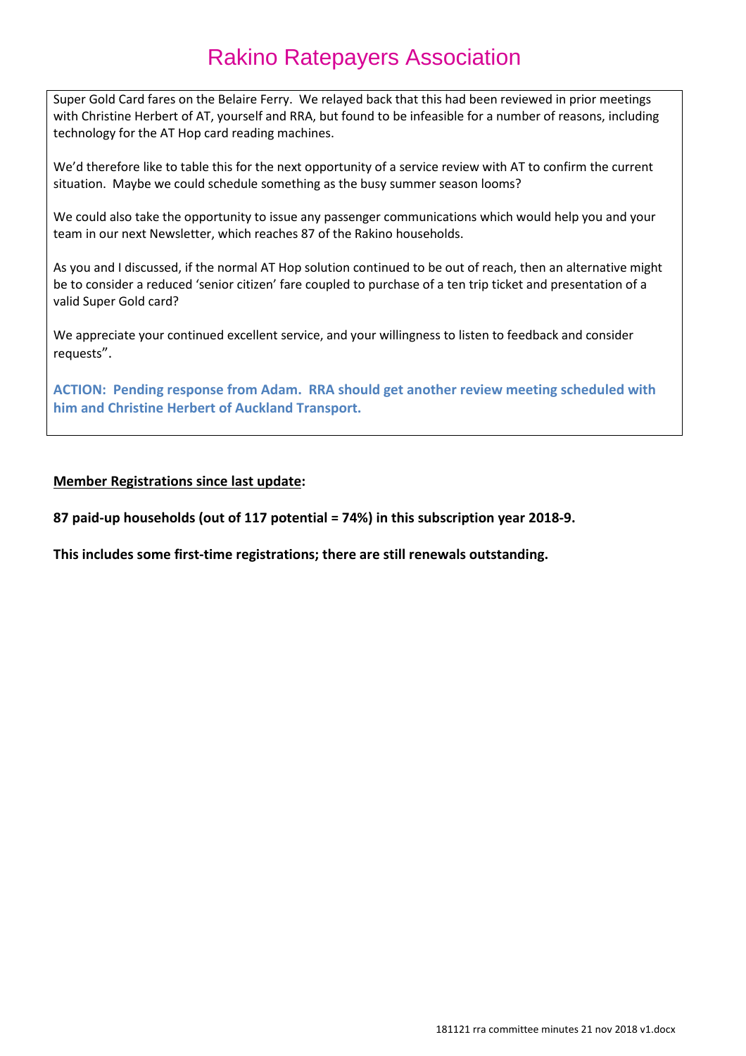Super Gold Card fares on the Belaire Ferry. We relayed back that this had been reviewed in prior meetings with Christine Herbert of AT, yourself and RRA, but found to be infeasible for a number of reasons, including technology for the AT Hop card reading machines.

We'd therefore like to table this for the next opportunity of a service review with AT to confirm the current situation. Maybe we could schedule something as the busy summer season looms?

We could also take the opportunity to issue any passenger communications which would help you and your team in our next Newsletter, which reaches 87 of the Rakino households.

As you and I discussed, if the normal AT Hop solution continued to be out of reach, then an alternative might be to consider a reduced 'senior citizen' fare coupled to purchase of a ten trip ticket and presentation of a valid Super Gold card?

We appreciate your continued excellent service, and your willingness to listen to feedback and consider requests".

**ACTION: Pending response from Adam. RRA should get another review meeting scheduled with him and Christine Herbert of Auckland Transport.**

**<u>Member Registrations since last update</u>:**

**87 paid-up households (out of 117 potential = 74%) in this subscription year 2018-9.**

**This includes some first-time registrations; there are still renewals outstanding.**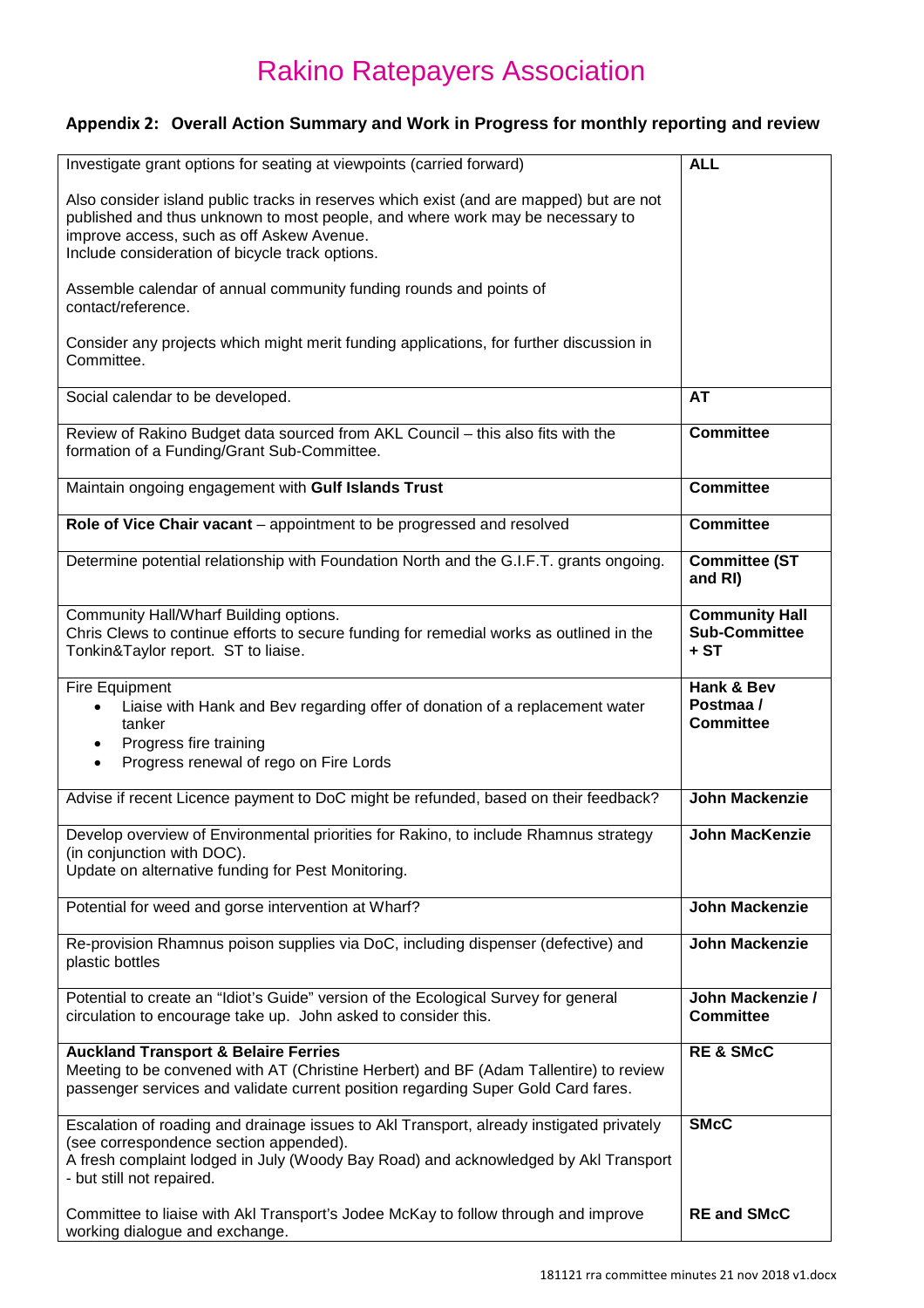# Rakino Ratepayers Association

## Appendix 2: Overall Action Summary and Work in Progress for monthly reporting and review

| Action | Responsible |
|---|---|
| Investigate grant options for seating at viewpoints (carried forward)<br><br>Also consider island public tracks in reserves which exist (and are mapped) but are not published and thus unknown to most people, and where work may be necessary to improve access, such as off Askew Avenue.<br>Include consideration of bicycle track options.<br><br>Assemble calendar of annual community funding rounds and points of contact/reference.<br><br>Consider any projects which might merit funding applications, for further discussion in Committee. | **ALL** |
| Social calendar to be developed. | **AT** |
| Review of Rakino Budget data sourced from AKL Council – this also fits with the formation of a Funding/Grant Sub-Committee. | **Committee** |
| Maintain ongoing engagement with **Gulf Islands Trust** | **Committee** |
| **Role of Vice Chair vacant** – appointment to be progressed and resolved | **Committee** |
| Determine potential relationship with Foundation North and the G.I.F.T. grants ongoing. | **Committee (ST and RI)** |
| Community Hall/Wharf Building options.<br>Chris Clews to continue efforts to secure funding for remedial works as outlined in the Tonkin&Taylor report. ST to liaise. | **Community Hall Sub-Committee + ST** |
| Fire Equipment<br>• Liaise with Hank and Bev regarding offer of donation of a replacement water tanker<br>• Progress fire training<br>• Progress renewal of rego on Fire Lords | **Hank & Bev Postmaa / Committee** |
| Advise if recent Licence payment to DoC might be refunded, based on their feedback? | **John Mackenzie** |
| Develop overview of Environmental priorities for Rakino, to include Rhamnus strategy (in conjunction with DOC).<br>Update on alternative funding for Pest Monitoring. | **John MacKenzie** |
| Potential for weed and gorse intervention at Wharf? | **John Mackenzie** |
| Re-provision Rhamnus poison supplies via DoC, including dispenser (defective) and plastic bottles | **John Mackenzie** |
| Potential to create an "Idiot's Guide" version of the Ecological Survey for general circulation to encourage take up. John asked to consider this. | **John Mackenzie / Committee** |
| **Auckland Transport & Belaire Ferries**<br>Meeting to be convened with AT (Christine Herbert) and BF (Adam Tallentire) to review passenger services and validate current position regarding Super Gold Card fares. | **RE & SMcC** |
| Escalation of roading and drainage issues to Akl Transport, already instigated privately (see correspondence section appended).<br>A fresh complaint lodged in July (Woody Bay Road) and acknowledged by Akl Transport - but still not repaired.<br><br>Committee to liaise with Akl Transport's Jodee McKay to follow through and improve working dialogue and exchange. | **SMcC**<br><br><br><br>**RE and SMcC** |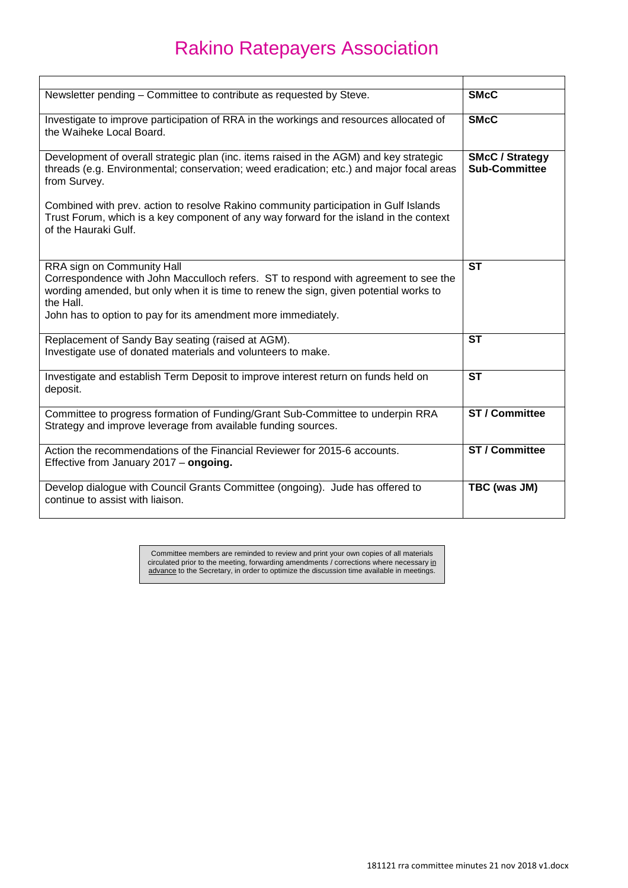# Rakino Ratepayers Association

| | |
|---|---|
| Newsletter pending – Committee to contribute as requested by Steve. | **SMcC** |
| Investigate to improve participation of RRA in the workings and resources allocated of the Waiheke Local Board. | **SMcC** |
| Development of overall strategic plan (inc. items raised in the AGM) and key strategic threads (e.g. Environmental; conservation; weed eradication; etc.) and major focal areas from Survey.<br><br>Combined with prev. action to resolve Rakino community participation in Gulf Islands Trust Forum, which is a key component of any way forward for the island in the context of the Hauraki Gulf. | **SMcC / Strategy Sub-Committee** |
| RRA sign on Community Hall<br>Correspondence with John Macculloch refers. ST to respond with agreement to see the wording amended, but only when it is time to renew the sign, given potential works to the Hall.<br>John has to option to pay for its amendment more immediately. | **ST** |
| Replacement of Sandy Bay seating (raised at AGM).<br>Investigate use of donated materials and volunteers to make. | **ST** |
| Investigate and establish Term Deposit to improve interest return on funds held on deposit. | **ST** |
| Committee to progress formation of Funding/Grant Sub-Committee to underpin RRA Strategy and improve leverage from available funding sources. | **ST / Committee** |
| Action the recommendations of the Financial Reviewer for 2015-6 accounts.<br>Effective from January 2017 – **ongoing.** | **ST / Committee** |
| Develop dialogue with Council Grants Committee (ongoing). Jude has offered to continue to assist with liaison. | **TBC (was JM)** |

Committee members are reminded to review and print your own copies of all materials circulated prior to the meeting, forwarding amendments / corrections where necessary in advance to the Secretary, in order to optimize the discussion time available in meetings.